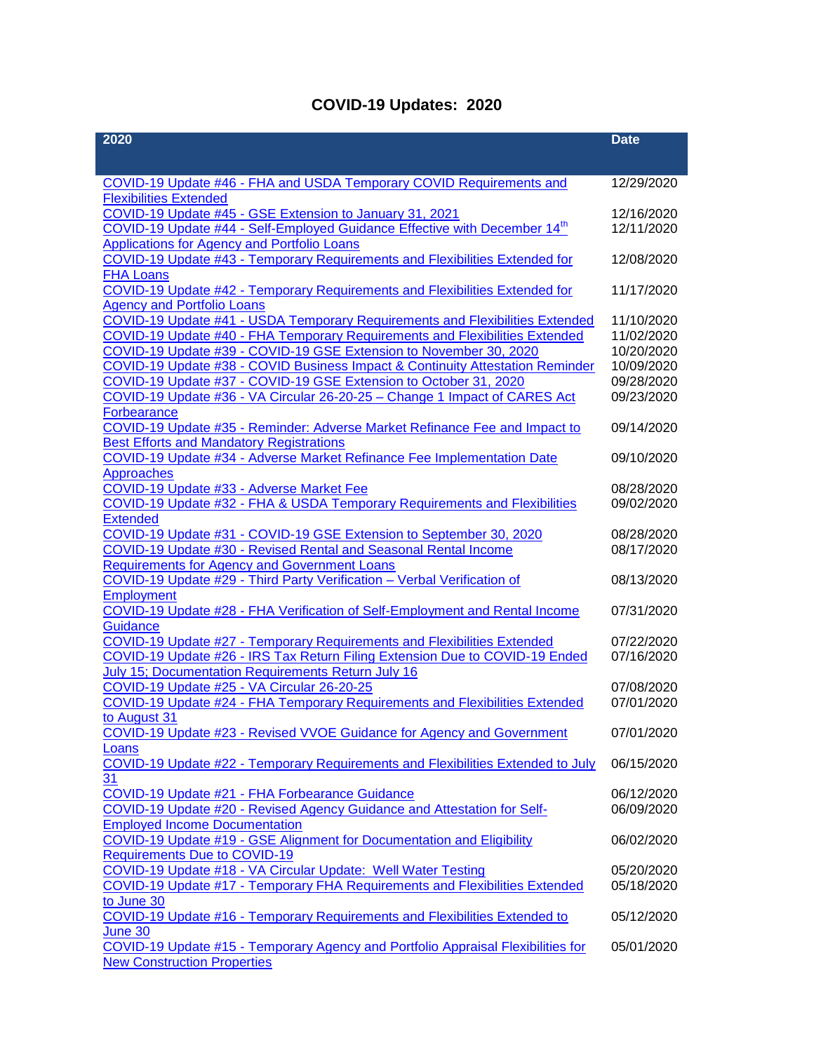# COVID-19 Updates: 2020

| 2020 | Date |
|---|---|
| COVID-19 Update #46 - FHA and USDA Temporary COVID Requirements and Flexibilities Extended | 12/29/2020 |
| COVID-19 Update #45 - GSE Extension to January 31, 2021 | 12/16/2020 |
| COVID-19 Update #44 - Self-Employed Guidance Effective with December 14th Applications for Agency and Portfolio Loans | 12/11/2020 |
| COVID-19 Update #43 - Temporary Requirements and Flexibilities Extended for FHA Loans | 12/08/2020 |
| COVID-19 Update #42 - Temporary Requirements and Flexibilities Extended for Agency and Portfolio Loans | 11/17/2020 |
| COVID-19 Update #41 - USDA Temporary Requirements and Flexibilities Extended | 11/10/2020 |
| COVID-19 Update #40 - FHA Temporary Requirements and Flexibilities Extended | 11/02/2020 |
| COVID-19 Update #39 - COVID-19 GSE Extension to November 30, 2020 | 10/20/2020 |
| COVID-19 Update #38 - COVID Business Impact & Continuity Attestation Reminder | 10/09/2020 |
| COVID-19 Update #37 - COVID-19 GSE Extension to October 31, 2020 | 09/28/2020 |
| COVID-19 Update #36 - VA Circular 26-20-25 – Change 1 Impact of CARES Act Forbearance | 09/23/2020 |
| COVID-19 Update #35 - Reminder: Adverse Market Refinance Fee and Impact to Best Efforts and Mandatory Registrations | 09/14/2020 |
| COVID-19 Update #34 - Adverse Market Refinance Fee Implementation Date Approaches | 09/10/2020 |
| COVID-19 Update #33 - Adverse Market Fee | 08/28/2020 |
| COVID-19 Update #32 - FHA & USDA Temporary Requirements and Flexibilities Extended | 09/02/2020 |
| COVID-19 Update #31 - COVID-19 GSE Extension to September 30, 2020 | 08/28/2020 |
| COVID-19 Update #30 - Revised Rental and Seasonal Rental Income Requirements for Agency and Government Loans | 08/17/2020 |
| COVID-19 Update #29 - Third Party Verification – Verbal Verification of Employment | 08/13/2020 |
| COVID-19 Update #28 - FHA Verification of Self-Employment and Rental Income Guidance | 07/31/2020 |
| COVID-19 Update #27 - Temporary Requirements and Flexibilities Extended | 07/22/2020 |
| COVID-19 Update #26 - IRS Tax Return Filing Extension Due to COVID-19 Ended July 15; Documentation Requirements Return July 16 | 07/16/2020 |
| COVID-19 Update #25 - VA Circular 26-20-25 | 07/08/2020 |
| COVID-19 Update #24 - FHA Temporary Requirements and Flexibilities Extended to August 31 | 07/01/2020 |
| COVID-19 Update #23 - Revised VVOE Guidance for Agency and Government Loans | 07/01/2020 |
| COVID-19 Update #22 - Temporary Requirements and Flexibilities Extended to July 31 | 06/15/2020 |
| COVID-19 Update #21 - FHA Forbearance Guidance | 06/12/2020 |
| COVID-19 Update #20 - Revised Agency Guidance and Attestation for Self-Employed Income Documentation | 06/09/2020 |
| COVID-19 Update #19 - GSE Alignment for Documentation and Eligibility Requirements Due to COVID-19 | 06/02/2020 |
| COVID-19 Update #18 - VA Circular Update: Well Water Testing | 05/20/2020 |
| COVID-19 Update #17 - Temporary FHA Requirements and Flexibilities Extended to June 30 | 05/18/2020 |
| COVID-19 Update #16 - Temporary Requirements and Flexibilities Extended to June 30 | 05/12/2020 |
| COVID-19 Update #15 - Temporary Agency and Portfolio Appraisal Flexibilities for New Construction Properties | 05/01/2020 |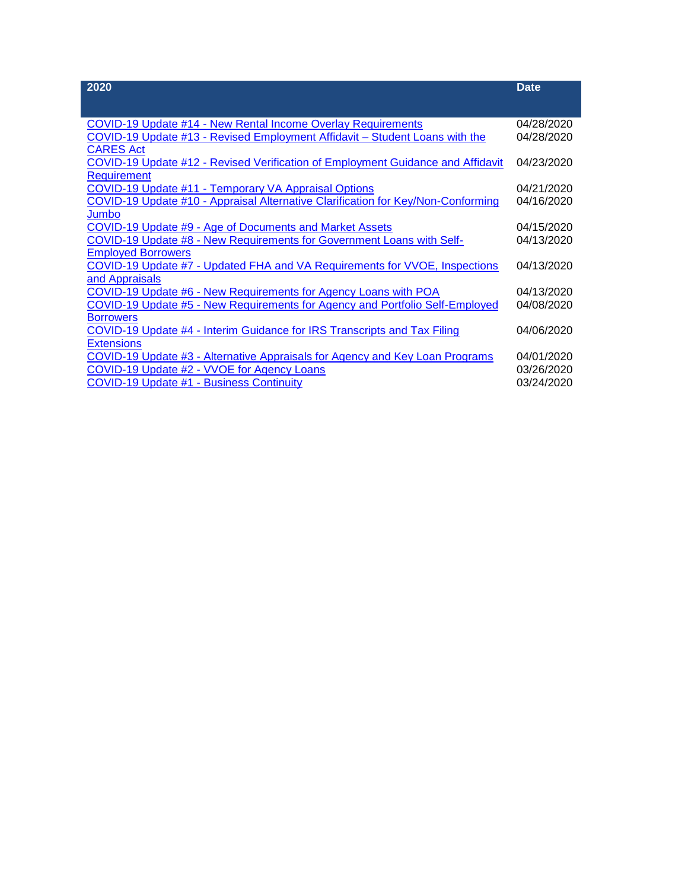| 2020 | Date |
| --- | --- |
| COVID-19 Update #14 - New Rental Income Overlay Requirements | 04/28/2020 |
| COVID-19 Update #13 - Revised Employment Affidavit – Student Loans with the CARES Act | 04/28/2020 |
| COVID-19 Update #12 - Revised Verification of Employment Guidance and Affidavit Requirement | 04/23/2020 |
| COVID-19 Update #11 - Temporary VA Appraisal Options | 04/21/2020 |
| COVID-19 Update #10 - Appraisal Alternative Clarification for Key/Non-Conforming Jumbo | 04/16/2020 |
| COVID-19 Update #9 - Age of Documents and Market Assets | 04/15/2020 |
| COVID-19 Update #8 - New Requirements for Government Loans with Self-Employed Borrowers | 04/13/2020 |
| COVID-19 Update #7 - Updated FHA and VA Requirements for VVOE, Inspections and Appraisals | 04/13/2020 |
| COVID-19 Update #6 - New Requirements for Agency Loans with POA | 04/13/2020 |
| COVID-19 Update #5 - New Requirements for Agency and Portfolio Self-Employed Borrowers | 04/08/2020 |
| COVID-19 Update #4 - Interim Guidance for IRS Transcripts and Tax Filing Extensions | 04/06/2020 |
| COVID-19 Update #3 - Alternative Appraisals for Agency and Key Loan Programs | 04/01/2020 |
| COVID-19 Update #2 - VVOE for Agency Loans | 03/26/2020 |
| COVID-19 Update #1 - Business Continuity | 03/24/2020 |